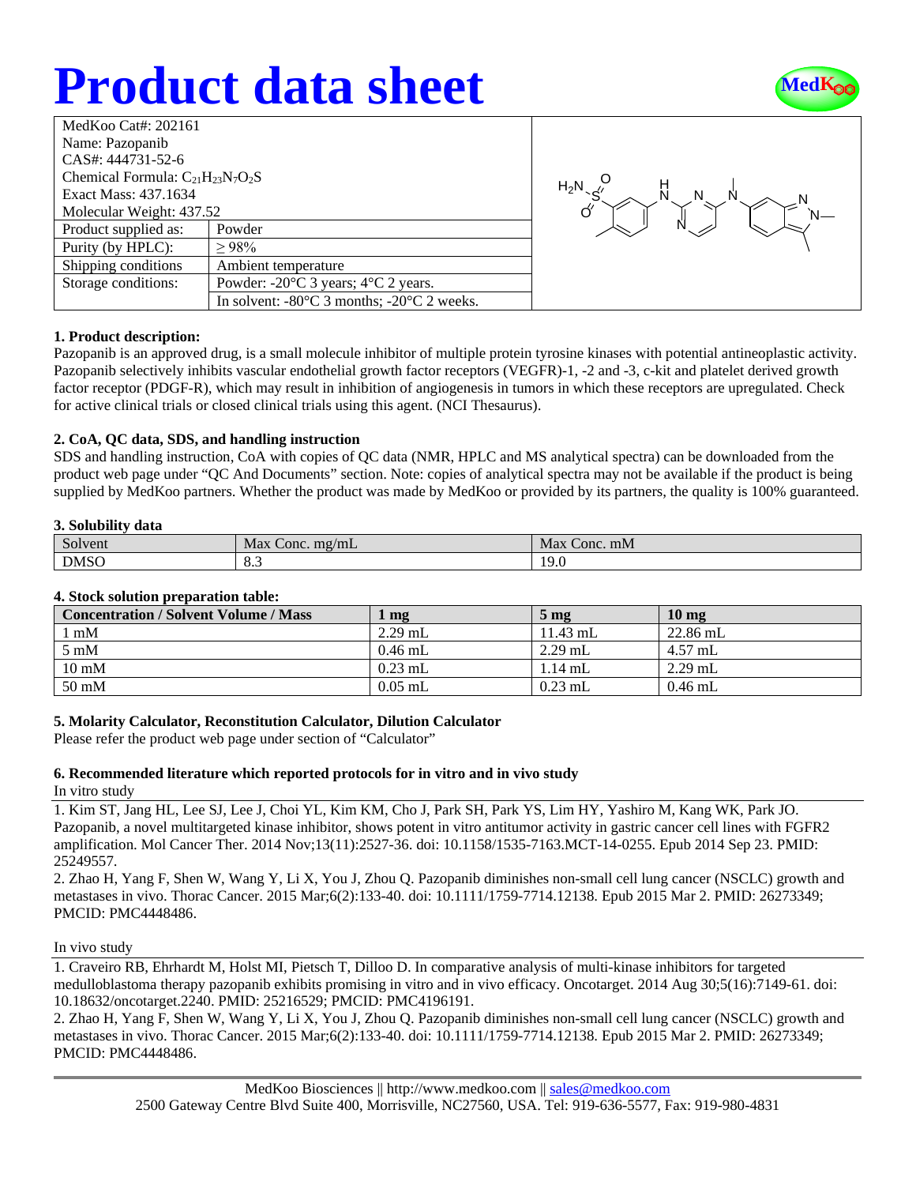# Product data sheet

| MedKoo Cat#: 202161 | |
|---|---|
| Name: Pazopanib | |
| CAS#: 444731-52-6 | |
| Chemical Formula: $C_{21}H_{23}N_7O_2S$ | |
| Exact Mass: 437.1634 | |
| Molecular Weight: 437.52 | |
| Product supplied as: | Powder |
| Purity (by HPLC): | ≥ 98% |
| Shipping conditions | Ambient temperature |
| Storage conditions: | Powder: -20°C 3 years; 4°C 2 years. |
| | In solvent: -80°C 3 months; -20°C 2 weeks. |

**1. Product description:**

Pazopanib is an approved drug, is a small molecule inhibitor of multiple protein tyrosine kinases with potential antineoplastic activity. Pazopanib selectively inhibits vascular endothelial growth factor receptors (VEGFR)-1, -2 and -3, c-kit and platelet derived growth factor receptor (PDGF-R), which may result in inhibition of angiogenesis in tumors in which these receptors are upregulated. Check for active clinical trials or closed clinical trials using this agent. (NCI Thesaurus).

**2. CoA, QC data, SDS, and handling instruction**

SDS and handling instruction, CoA with copies of QC data (NMR, HPLC and MS analytical spectra) can be downloaded from the product web page under "QC And Documents" section. Note: copies of analytical spectra may not be available if the product is being supplied by MedKoo partners. Whether the product was made by MedKoo or provided by its partners, the quality is 100% guaranteed.

**3. Solubility data**

| Solvent | Max Conc. mg/mL | Max Conc. mM |
|---|---|---|
| DMSO | 8.3 | 19.0 |

**4. Stock solution preparation table:**

| Concentration / Solvent Volume / Mass | 1 mg | 5 mg | 10 mg |
|---|---|---|---|
| 1 mM | 2.29 mL | 11.43 mL | 22.86 mL |
| 5 mM | 0.46 mL | 2.29 mL | 4.57 mL |
| 10 mM | 0.23 mL | 1.14 mL | 2.29 mL |
| 50 mM | 0.05 mL | 0.23 mL | 0.46 mL |

**5. Molarity Calculator, Reconstitution Calculator, Dilution Calculator**

Please refer the product web page under section of "Calculator"

**6. Recommended literature which reported protocols for in vitro and in vivo study**

In vitro study

1. Kim ST, Jang HL, Lee SJ, Lee J, Choi YL, Kim KM, Cho J, Park SH, Park YS, Lim HY, Yashiro M, Kang WK, Park JO. Pazopanib, a novel multitargeted kinase inhibitor, shows potent in vitro antitumor activity in gastric cancer cell lines with FGFR2 amplification. Mol Cancer Ther. 2014 Nov;13(11):2527-36. doi: 10.1158/1535-7163.MCT-14-0255. Epub 2014 Sep 23. PMID: 25249557.
2. Zhao H, Yang F, Shen W, Wang Y, Li X, You J, Zhou Q. Pazopanib diminishes non-small cell lung cancer (NSCLC) growth and metastases in vivo. Thorac Cancer. 2015 Mar;6(2):133-40. doi: 10.1111/1759-7714.12138. Epub 2015 Mar 2. PMID: 26273349; PMCID: PMC4448486.

In vivo study

1. Craveiro RB, Ehrhardt M, Holst MI, Pietsch T, Dilloo D. In comparative analysis of multi-kinase inhibitors for targeted medulloblastoma therapy pazopanib exhibits promising in vitro and in vivo efficacy. Oncotarget. 2014 Aug 30;5(16):7149-61. doi: 10.18632/oncotarget.2240. PMID: 25216529; PMCID: PMC4196191.
2. Zhao H, Yang F, Shen W, Wang Y, Li X, You J, Zhou Q. Pazopanib diminishes non-small cell lung cancer (NSCLC) growth and metastases in vivo. Thorac Cancer. 2015 Mar;6(2):133-40. doi: 10.1111/1759-7714.12138. Epub 2015 Mar 2. PMID: 26273349; PMCID: PMC4448486.

MedKoo Biosciences || http://www.medkoo.com || sales@medkoo.com
2500 Gateway Centre Blvd Suite 400, Morrisville, NC27560, USA. Tel: 919-636-5577, Fax: 919-980-4831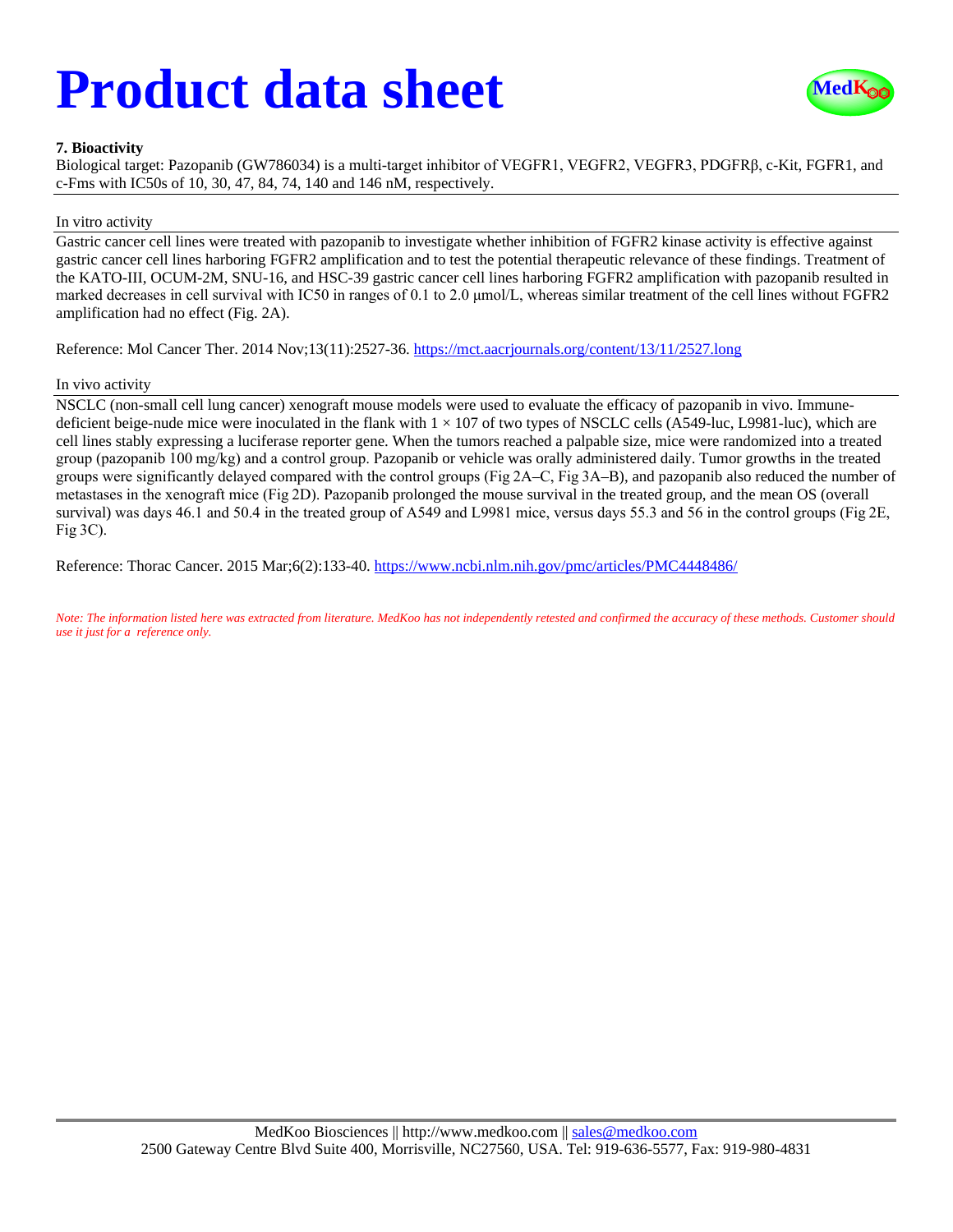# Product data sheet

**7. Bioactivity**

Biological target: Pazopanib (GW786034) is a multi-target inhibitor of VEGFR1, VEGFR2, VEGFR3, PDGFRβ, c-Kit, FGFR1, and c-Fms with IC50s of 10, 30, 47, 84, 74, 140 and 146 nM, respectively.

In vitro activity

Gastric cancer cell lines were treated with pazopanib to investigate whether inhibition of FGFR2 kinase activity is effective against gastric cancer cell lines harboring FGFR2 amplification and to test the potential therapeutic relevance of these findings. Treatment of the KATO-III, OCUM-2M, SNU-16, and HSC-39 gastric cancer cell lines harboring FGFR2 amplification with pazopanib resulted in marked decreases in cell survival with IC50 in ranges of 0.1 to 2.0 μmol/L, whereas similar treatment of the cell lines without FGFR2 amplification had no effect (Fig. 2A).

Reference: Mol Cancer Ther. 2014 Nov;13(11):2527-36. https://mct.aacrjournals.org/content/13/11/2527.long

In vivo activity

NSCLC (non-small cell lung cancer) xenograft mouse models were used to evaluate the efficacy of pazopanib in vivo. Immune-deficient beige-nude mice were inoculated in the flank with 1 × 107 of two types of NSCLC cells (A549-luc, L9981-luc), which are cell lines stably expressing a luciferase reporter gene. When the tumors reached a palpable size, mice were randomized into a treated group (pazopanib 100 mg/kg) and a control group. Pazopanib or vehicle was orally administered daily. Tumor growths in the treated groups were significantly delayed compared with the control groups (Fig 2A–C, Fig 3A–B), and pazopanib also reduced the number of metastases in the xenograft mice (Fig 2D). Pazopanib prolonged the mouse survival in the treated group, and the mean OS (overall survival) was days 46.1 and 50.4 in the treated group of A549 and L9981 mice, versus days 55.3 and 56 in the control groups (Fig 2E, Fig 3C).

Reference: Thorac Cancer. 2015 Mar;6(2):133-40. https://www.ncbi.nlm.nih.gov/pmc/articles/PMC4448486/

*Note: The information listed here was extracted from literature. MedKoo has not independently retested and confirmed the accuracy of these methods. Customer should use it just for a reference only.*

MedKoo Biosciences || http://www.medkoo.com || sales@medkoo.com
2500 Gateway Centre Blvd Suite 400, Morrisville, NC27560, USA. Tel: 919-636-5577, Fax: 919-980-4831